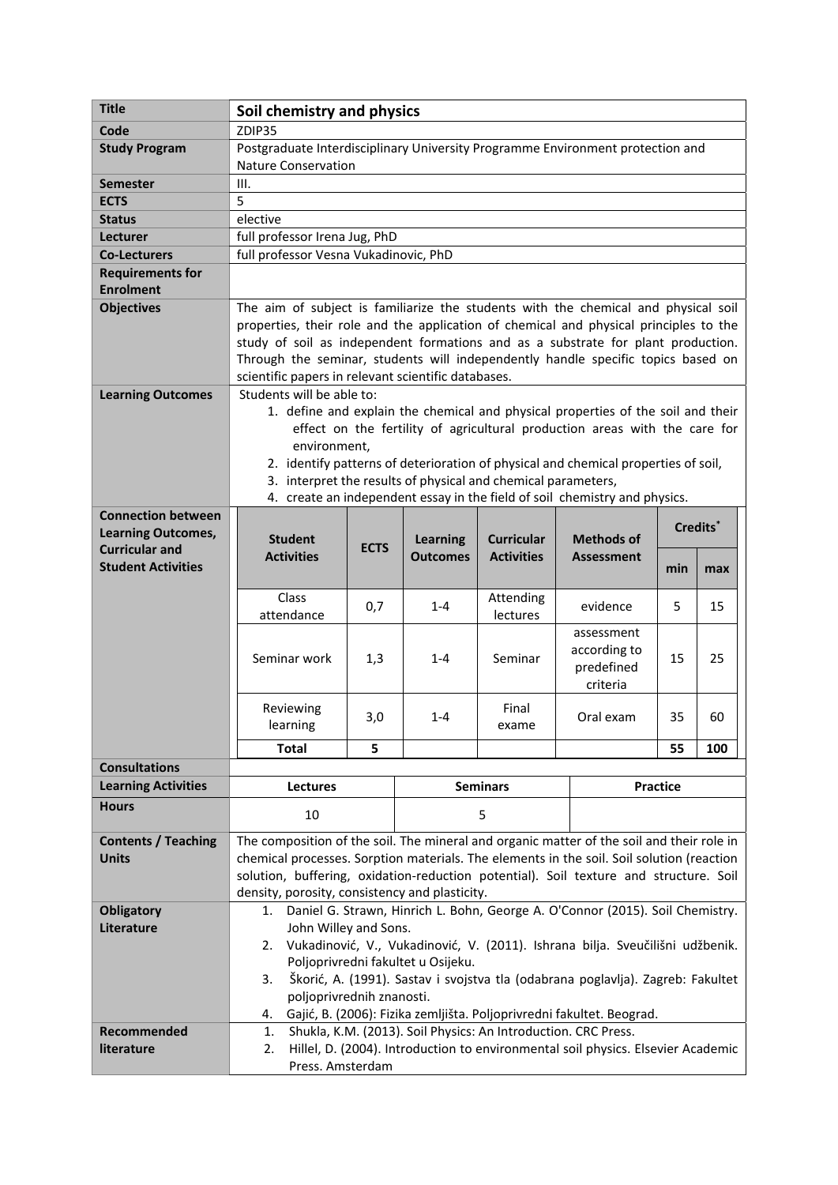| | |
|---|---|
| **Title** | **Soil chemistry and physics** |
| **Code** | ZDIP35 |
| **Study Program** | Postgraduate Interdisciplinary University Programme Environment protection and Nature Conservation |
| **Semester** | III. |
| **ECTS** | 5 |
| **Status** | elective |
| **Lecturer** | full professor Irena Jug, PhD |
| **Co-Lecturers** | full professor Vesna Vukadinovic, PhD |
| **Requirements for Enrolment** | |
| **Objectives** | The aim of subject is familiarize the students with the chemical and physical soil properties, their role and the application of chemical and physical principles to the study of soil as independent formations and as a substrate for plant production. Through the seminar, students will independently handle specific topics based on scientific papers in relevant scientific databases. |
| **Learning Outcomes** | Students will be able to:<br>1. define and explain the chemical and physical properties of the soil and their effect on the fertility of agricultural production areas with the care for environment,<br>2. identify patterns of deterioration of physical and chemical properties of soil,<br>3. interpret the results of physical and chemical parameters,<br>4. create an independent essay in the field of soil chemistry and physics. |

**Connection between Learning Outcomes, Curricular and Student Activities**

| Student Activities | ECTS | Learning Outcomes | Curricular Activities | Methods of Assessment | Credits* min | Credits* max |
|---|---|---|---|---|---|---|
| Class attendance | 0,7 | 1-4 | Attending lectures | evidence | 5 | 15 |
| Seminar work | 1,3 | 1-4 | Seminar | assessment according to predefined criteria | 15 | 25 |
| Reviewing learning | 3,0 | 1-4 | Final exame | Oral exam | 35 | 60 |
| **Total** | **5** | | | | **55** | **100** |

| | | | |
|---|---|---|---|
| **Consultations** | | | |
| **Learning Activities** | **Lectures** | **Seminars** | **Practice** |
| **Hours** | 10 | 5 | |

| | |
|---|---|
| **Contents / Teaching Units** | The composition of the soil. The mineral and organic matter of the soil and their role in chemical processes. Sorption materials. The elements in the soil. Soil solution (reaction solution, buffering, oxidation-reduction potential). Soil texture and structure. Soil density, porosity, consistency and plasticity. |
| **Obligatory Literature** | 1. Daniel G. Strawn, Hinrich L. Bohn, George A. O'Connor (2015). Soil Chemistry. John Willey and Sons.<br>2. Vukadinović, V., Vukadinović, V. (2011). Ishrana bilja. Sveučilišni udžbenik. Poljoprivredni fakultet u Osijeku.<br>3. Škorić, A. (1991). Sastav i svojstva tla (odabrana poglavlja). Zagreb: Fakultet poljoprivrednih znanosti.<br>4. Gajić, B. (2006): Fizika zemljišta. Poljoprivredni fakultet. Beograd. |
| **Recommended literature** | 1. Shukla, K.M. (2013). Soil Physics: An Introduction. CRC Press.<br>2. Hillel, D. (2004). Introduction to environmental soil physics. Elsevier Academic Press. Amsterdam |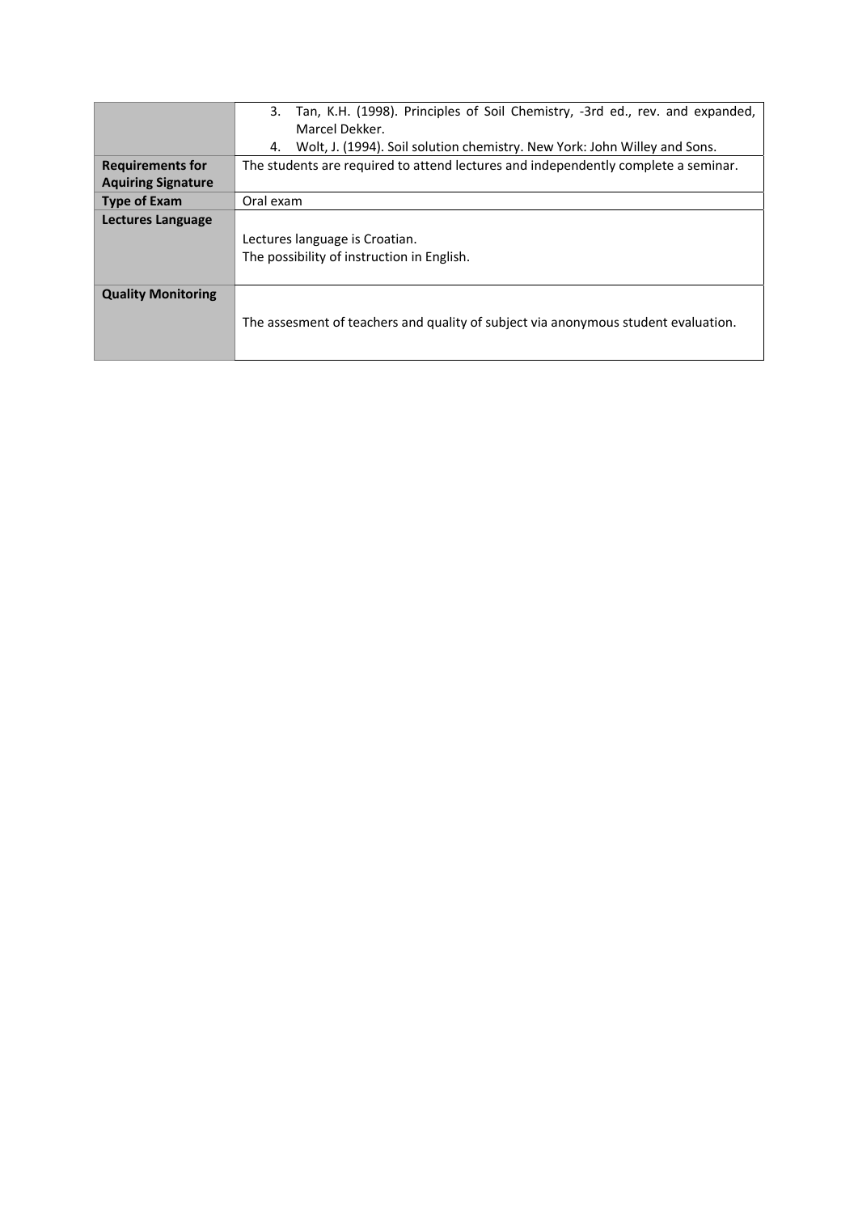| | |
|---|---|
| | 3. Tan, K.H. (1998). Principles of Soil Chemistry, -3rd ed., rev. and expanded, Marcel Dekker.<br>4. Wolt, J. (1994). Soil solution chemistry. New York: John Willey and Sons. |
| **Requirements for Aquiring Signature** | The students are required to attend lectures and independently complete a seminar. |
| **Type of Exam** | Oral exam |
| **Lectures Language** | Lectures language is Croatian.<br>The possibility of instruction in English. |
| **Quality Monitoring** | The assesment of teachers and quality of subject via anonymous student evaluation. |